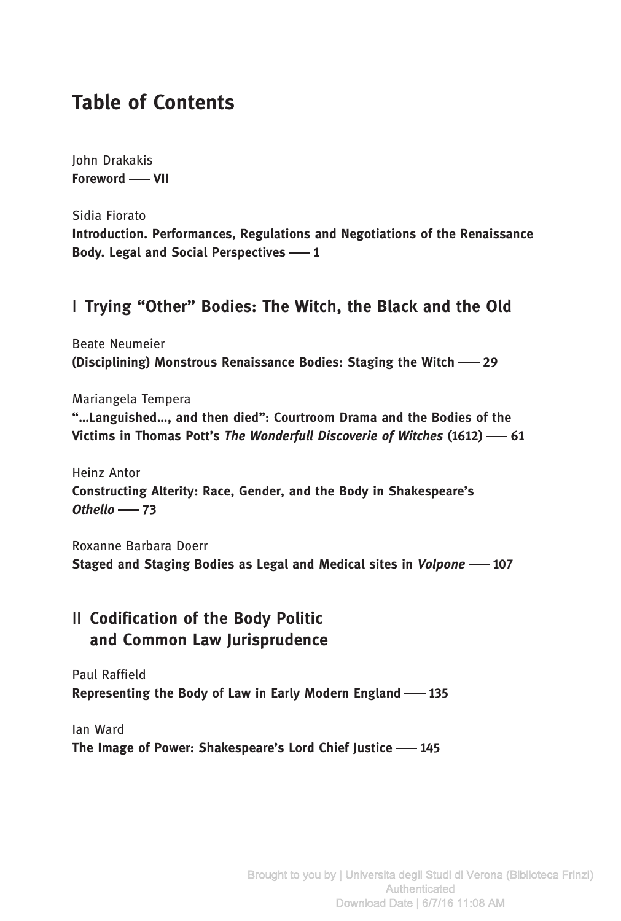# Table of Contents

John Drakakis
**Foreword —— VII**

Sidia Fiorato
**Introduction. Performances, Regulations and Negotiations of the Renaissance Body. Legal and Social Perspectives —— 1**

## I Trying "Other" Bodies: The Witch, the Black and the Old

Beate Neumeier
**(Disciplining) Monstrous Renaissance Bodies: Staging the Witch —— 29**

Mariangela Tempera
**"…Languished…, and then died": Courtroom Drama and the Bodies of the Victims in Thomas Pott's *The Wonderfull Discoverie of Witches* (1612) —— 61**

Heinz Antor
**Constructing Alterity: Race, Gender, and the Body in Shakespeare's *Othello* —— 73**

Roxanne Barbara Doerr
**Staged and Staging Bodies as Legal and Medical sites in *Volpone* —— 107**

## II Codification of the Body Politic and Common Law Jurisprudence

Paul Raffield
**Representing the Body of Law in Early Modern England —— 135**

Ian Ward
**The Image of Power: Shakespeare's Lord Chief Justice —— 145**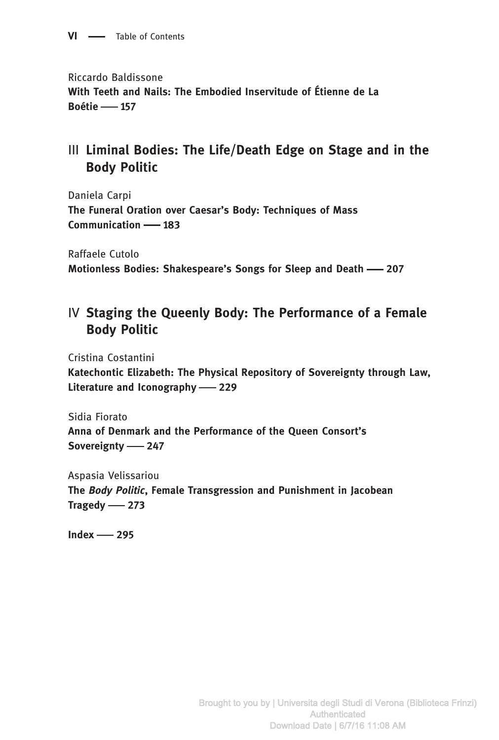Riccardo Baldissone
**With Teeth and Nails: The Embodied Inservitude of Étienne de La Boétie —— 157**

## III Liminal Bodies: The Life/Death Edge on Stage and in the Body Politic

Daniela Carpi
**The Funeral Oration over Caesar's Body: Techniques of Mass Communication —— 183**

Raffaele Cutolo
**Motionless Bodies: Shakespeare's Songs for Sleep and Death —— 207**

## IV Staging the Queenly Body: The Performance of a Female Body Politic

Cristina Costantini
**Katechontic Elizabeth: The Physical Repository of Sovereignty through Law, Literature and Iconography —— 229**

Sidia Fiorato
**Anna of Denmark and the Performance of the Queen Consort's Sovereignty —— 247**

Aspasia Velissariou
**The *Body Politic*, Female Transgression and Punishment in Jacobean Tragedy —— 273**

**Index —— 295**